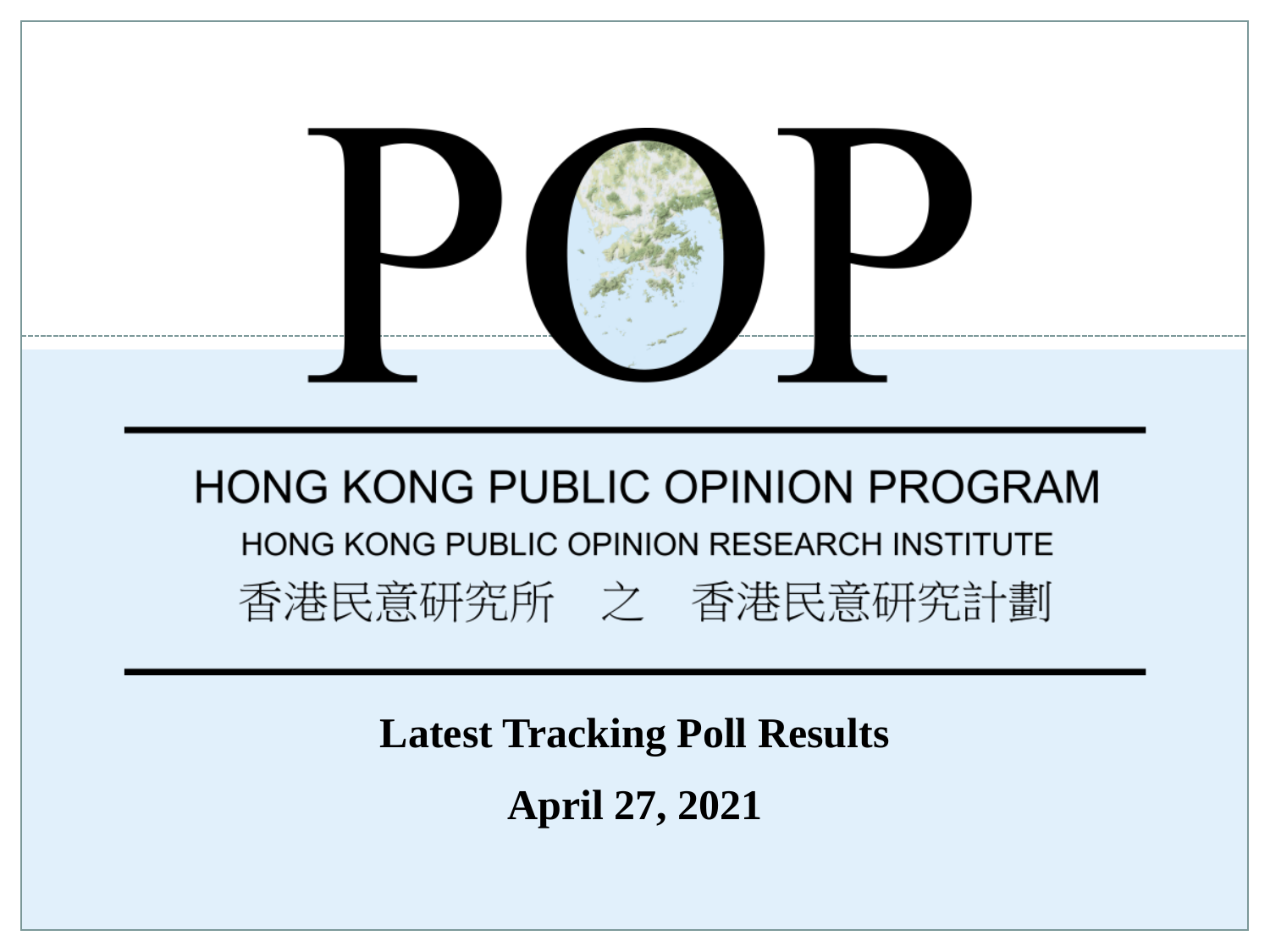# POP

## HONG KONG PUBLIC OPINION PROGRAM

HONG KONG PUBLIC OPINION RESEARCH INSTITUTE

香港民意研究所　之　香港民意研究計劃

**Latest Tracking Poll Results**

**April 27, 2021**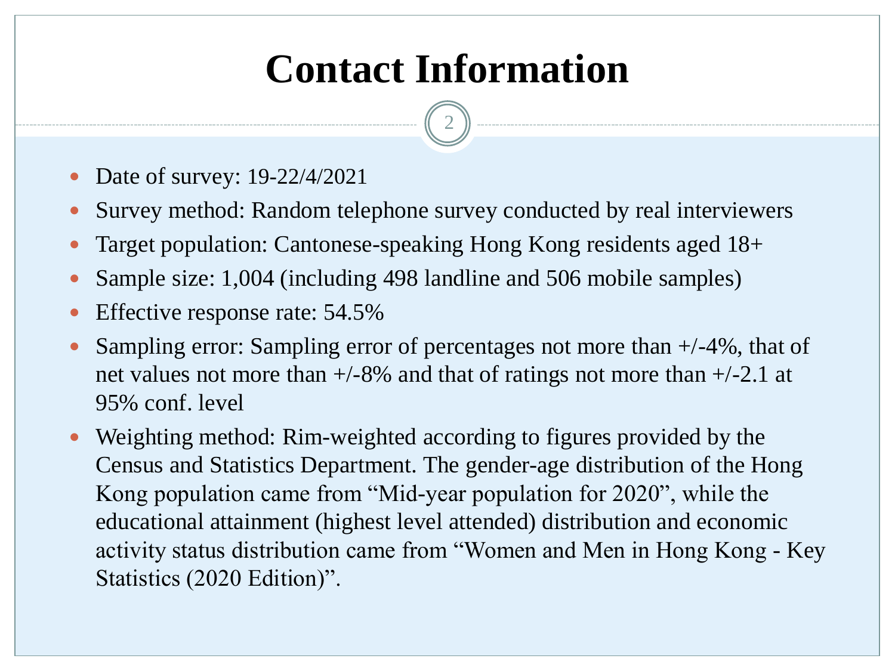# Contact Information

- Date of survey: 19-22/4/2021
- Survey method: Random telephone survey conducted by real interviewers
- Target population: Cantonese-speaking Hong Kong residents aged 18+
- Sample size: 1,004 (including 498 landline and 506 mobile samples)
- Effective response rate: 54.5%
- Sampling error: Sampling error of percentages not more than +/-4%, that of net values not more than +/-8% and that of ratings not more than +/-2.1 at 95% conf. level
- Weighting method: Rim-weighted according to figures provided by the Census and Statistics Department. The gender-age distribution of the Hong Kong population came from "Mid-year population for 2020", while the educational attainment (highest level attended) distribution and economic activity status distribution came from "Women and Men in Hong Kong - Key Statistics (2020 Edition)".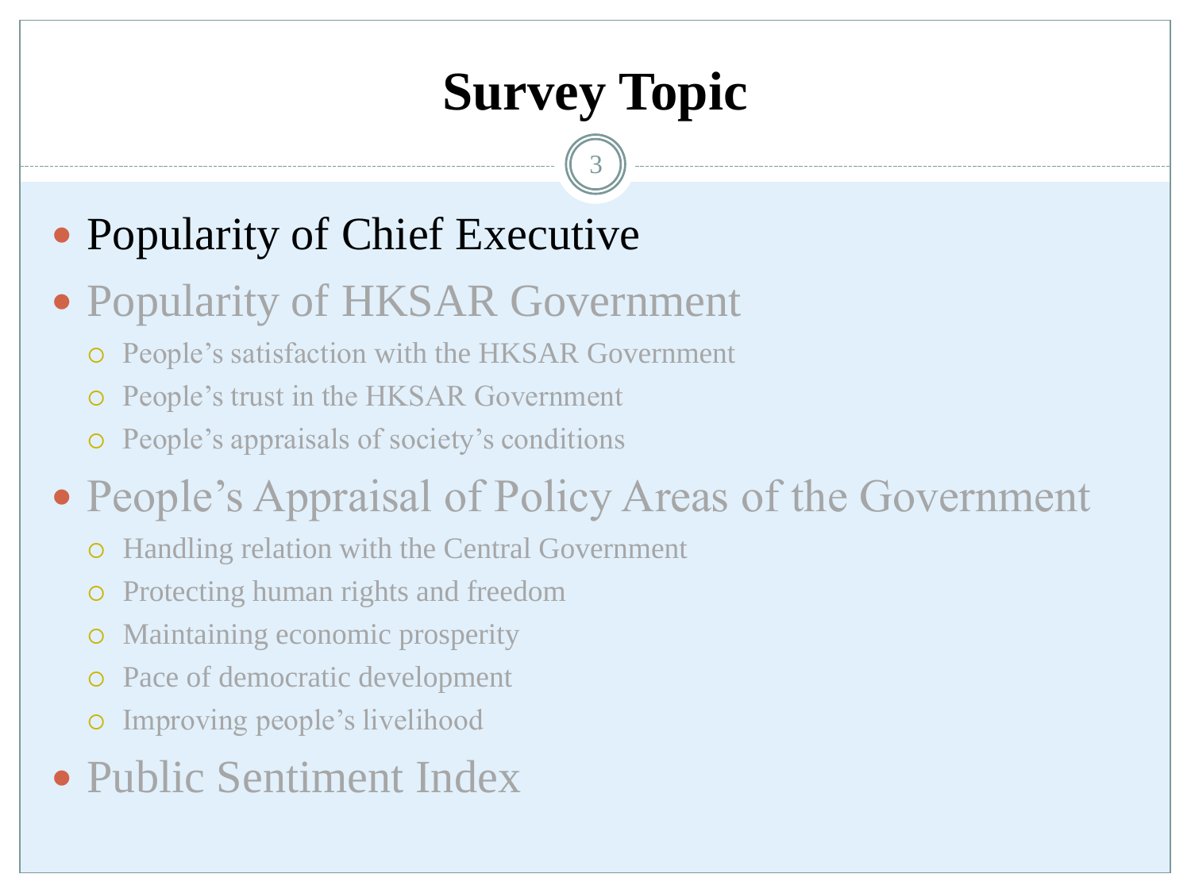# Survey Topic

- Popularity of Chief Executive
- Popularity of HKSAR Government
  - People's satisfaction with the HKSAR Government
  - People's trust in the HKSAR Government
  - People's appraisals of society's conditions
- People's Appraisal of Policy Areas of the Government
  - Handling relation with the Central Government
  - Protecting human rights and freedom
  - Maintaining economic prosperity
  - Pace of democratic development
  - Improving people's livelihood
- Public Sentiment Index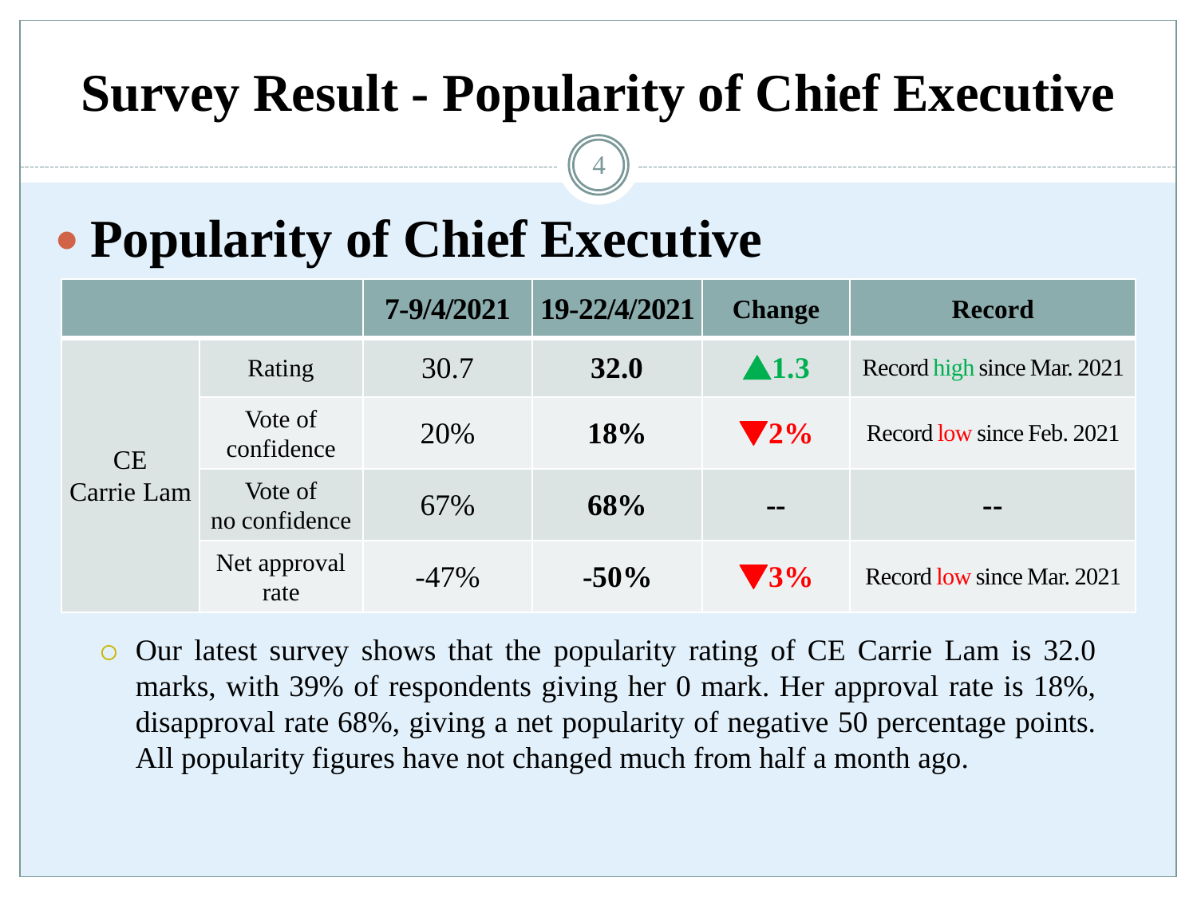# Survey Result - Popularity of Chief Executive

## Popularity of Chief Executive

| | | 7-9/4/2021 | 19-22/4/2021 | Change | Record |
|---|---|---|---|---|---|
| CE Carrie Lam | Rating | 30.7 | **32.0** | ▲1.3 | Record high since Mar. 2021 |
| | Vote of confidence | 20% | **18%** | ▼2% | Record low since Feb. 2021 |
| | Vote of no confidence | 67% | **68%** | -- | -- |
| | Net approval rate | -47% | **-50%** | ▼3% | Record low since Mar. 2021 |

- Our latest survey shows that the popularity rating of CE Carrie Lam is 32.0 marks, with 39% of respondents giving her 0 mark. Her approval rate is 18%, disapproval rate 68%, giving a net popularity of negative 50 percentage points. All popularity figures have not changed much from half a month ago.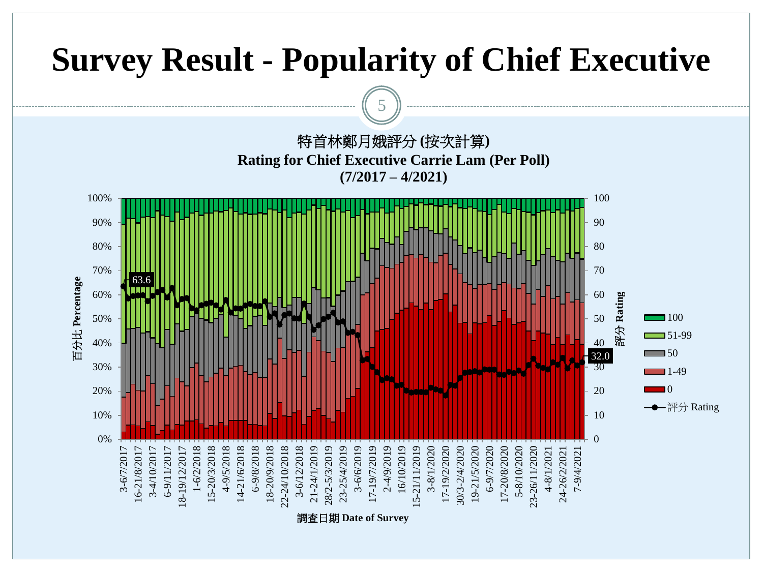# Survey Result - Popularity of Chief Executive

特首林鄭月娥評分 (按次計算)

**Rating for Chief Executive Carrie Lam (Per Poll)**

**(7/2017 – 4/2021)**

百分比 Percentage

評分 Rating

63.6

32.0

100 / 51-99 / 50 / 1-49 / 0 / 評分 Rating

3-6/7/2017, 16-21/8/2017, 3-4/10/2017, 6-9/11/2017, 18-19/12/2017, 1-6/2/2018, 15-20/3/2018, 4-9/5/2018, 14-21/6/2018, 6-9/8/2018, 18-20/9/2018, 22-24/10/2018, 3-6/12/2018, 21-24/1/2019, 28/2-5/3/2019, 23-25/4/2019, 3-6/6/2019, 17-19/7/2019, 2-4/9/2019, 16/10/2019, 15-21/11/2019, 3-8/1/2020, 17-19/2/2020, 30/3-2/4/2020, 19-21/5/2020, 6-9/7/2020, 17-20/8/2020, 5-8/10/2020, 23-26/11/2020, 4-8/1/2021, 24-26/2/2021, 7-9/4/2021

調查日期 Date of Survey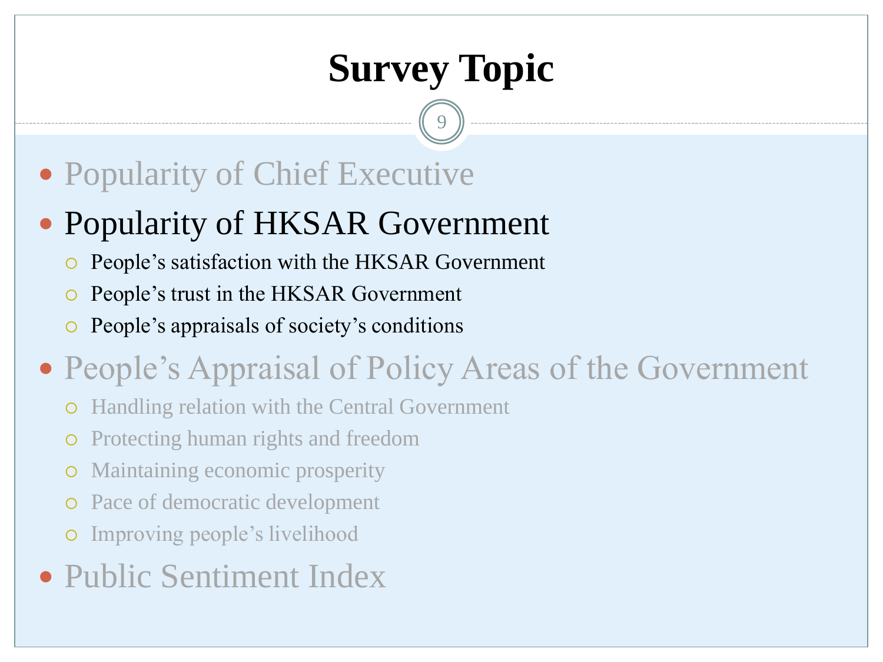# Survey Topic

- Popularity of Chief Executive
- Popularity of HKSAR Government
  - People's satisfaction with the HKSAR Government
  - People's trust in the HKSAR Government
  - People's appraisals of society's conditions
- People's Appraisal of Policy Areas of the Government
  - Handling relation with the Central Government
  - Protecting human rights and freedom
  - Maintaining economic prosperity
  - Pace of democratic development
  - Improving people's livelihood
- Public Sentiment Index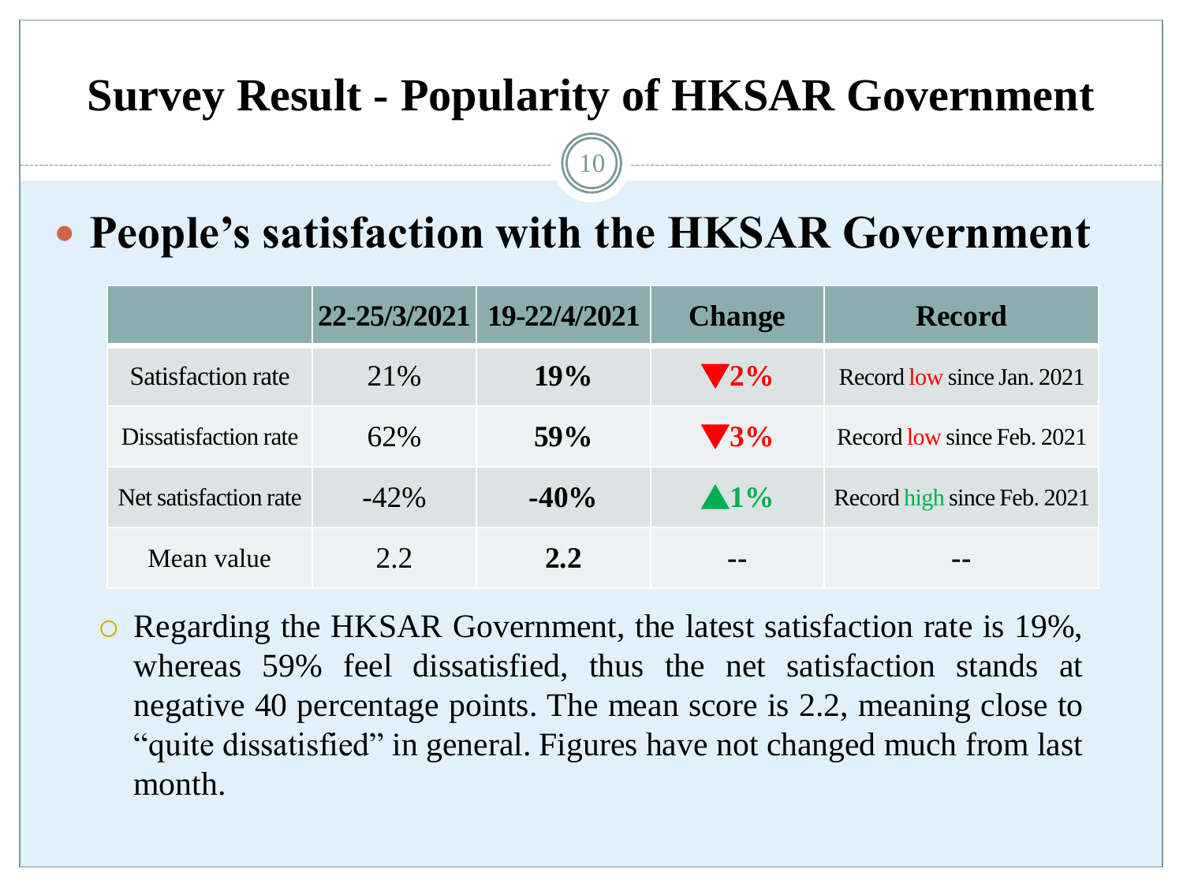# Survey Result - Popularity of HKSAR Government

## People's satisfaction with the HKSAR Government

| | 22-25/3/2021 | 19-22/4/2021 | Change | Record |
|---|---|---|---|---|
| Satisfaction rate | 21% | **19%** | ▼2% | Record low since Jan. 2021 |
| Dissatisfaction rate | 62% | **59%** | ▼3% | Record low since Feb. 2021 |
| Net satisfaction rate | -42% | **-40%** | ▲1% | Record high since Feb. 2021 |
| Mean value | 2.2 | **2.2** | -- | -- |

- Regarding the HKSAR Government, the latest satisfaction rate is 19%, whereas 59% feel dissatisfied, thus the net satisfaction stands at negative 40 percentage points. The mean score is 2.2, meaning close to "quite dissatisfied" in general. Figures have not changed much from last month.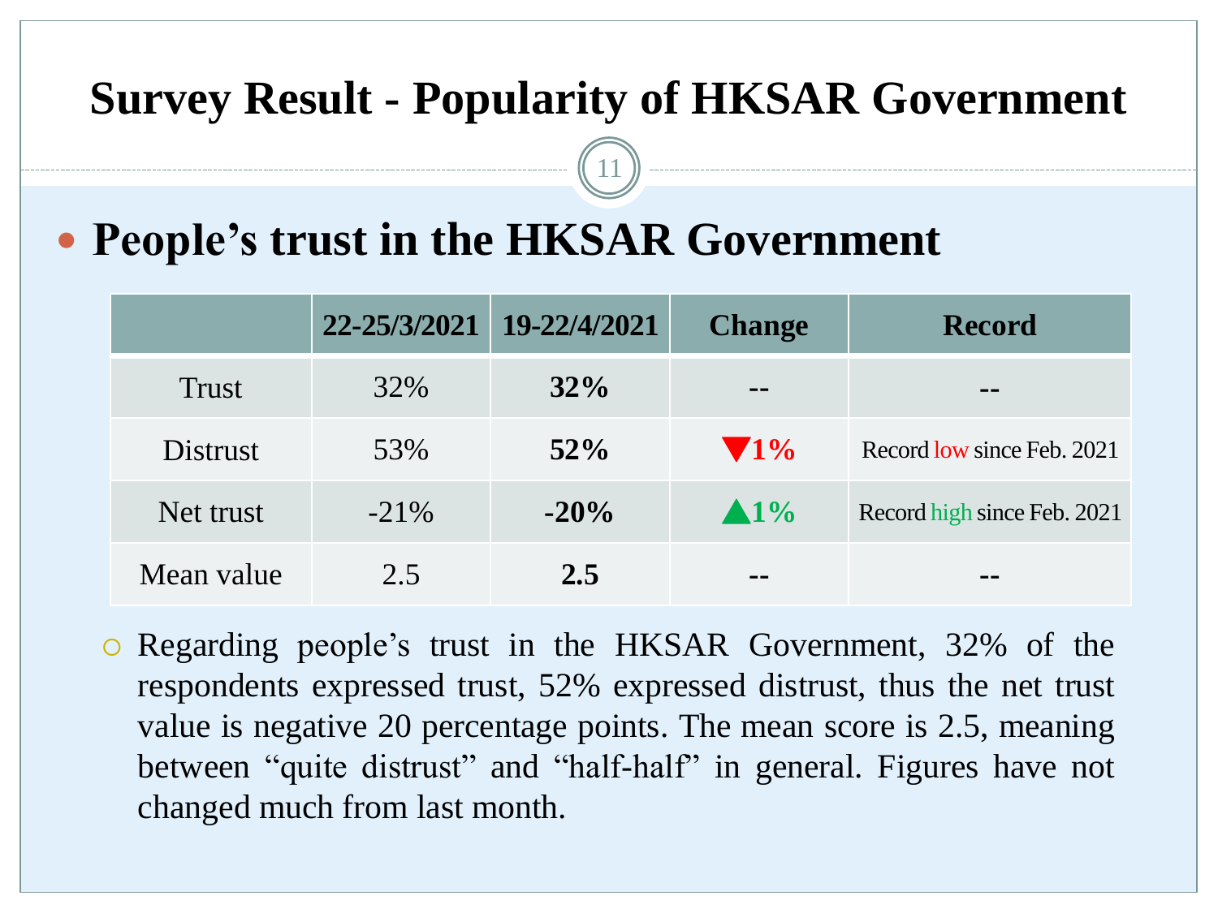# Survey Result - Popularity of HKSAR Government

## People's trust in the HKSAR Government

| | 22-25/3/2021 | 19-22/4/2021 | Change | Record |
|---|---|---|---|---|
| Trust | 32% | **32%** | -- | -- |
| Distrust | 53% | **52%** | ▼1% | Record low since Feb. 2021 |
| Net trust | -21% | **-20%** | ▲1% | Record high since Feb. 2021 |
| Mean value | 2.5 | **2.5** | -- | -- |

- Regarding people's trust in the HKSAR Government, 32% of the respondents expressed trust, 52% expressed distrust, thus the net trust value is negative 20 percentage points. The mean score is 2.5, meaning between "quite distrust" and "half-half" in general. Figures have not changed much from last month.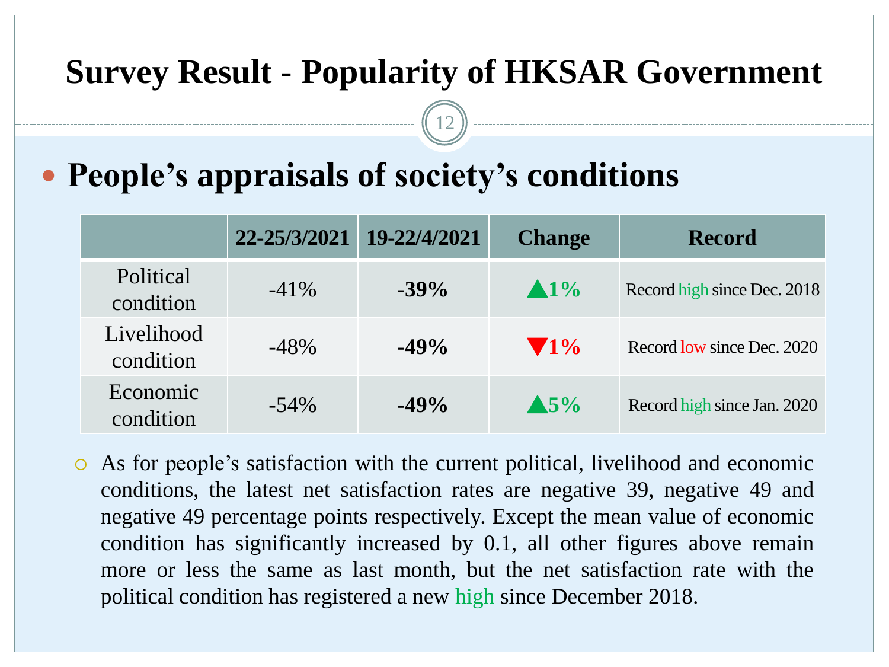# Survey Result - Popularity of HKSAR Government

## People's appraisals of society's conditions

| | 22-25/3/2021 | 19-22/4/2021 | Change | Record |
|---|---|---|---|---|
| Political condition | -41% | **-39%** | ▲**1%** | Record high since Dec. 2018 |
| Livelihood condition | -48% | **-49%** | ▼**1%** | Record low since Dec. 2020 |
| Economic condition | -54% | **-49%** | ▲**5%** | Record high since Jan. 2020 |

- As for people's satisfaction with the current political, livelihood and economic conditions, the latest net satisfaction rates are negative 39, negative 49 and negative 49 percentage points respectively. Except the mean value of economic condition has significantly increased by 0.1, all other figures above remain more or less the same as last month, but the net satisfaction rate with the political condition has registered a new high since December 2018.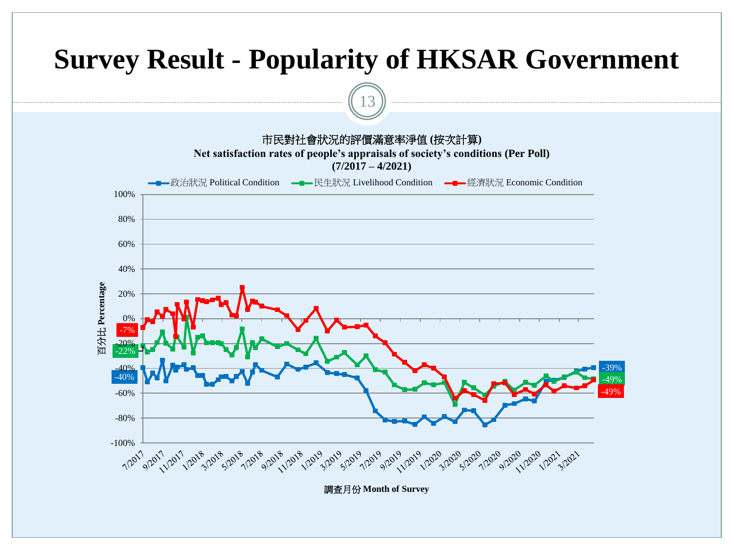# Survey Result - Popularity of HKSAR Government

市民對社會狀況的評價滿意率淨值 (按次計算)

**Net satisfaction rates of people's appraisals of society's conditions (Per Poll)**

**(7/2017 – 4/2021)**

政治狀況 Political Condition　民生狀況 Livelihood Condition　經濟狀況 Economic Condition

百分比 Percentage

100%, 80%, 60%, 40%, 20%, 0%, -20%, -40%, -60%, -80%, -100%

-7%　-22%　-40%　-39%　-49%　-49%

7/2017, 9/2017, 11/2017, 1/2018, 3/2018, 5/2018, 7/2018, 9/2018, 11/2018, 1/2019, 3/2019, 5/2019, 7/2019, 9/2019, 11/2019, 1/2020, 3/2020, 5/2020, 7/2020, 9/2020, 11/2020, 1/2021, 3/2021

調查月份 **Month of Survey**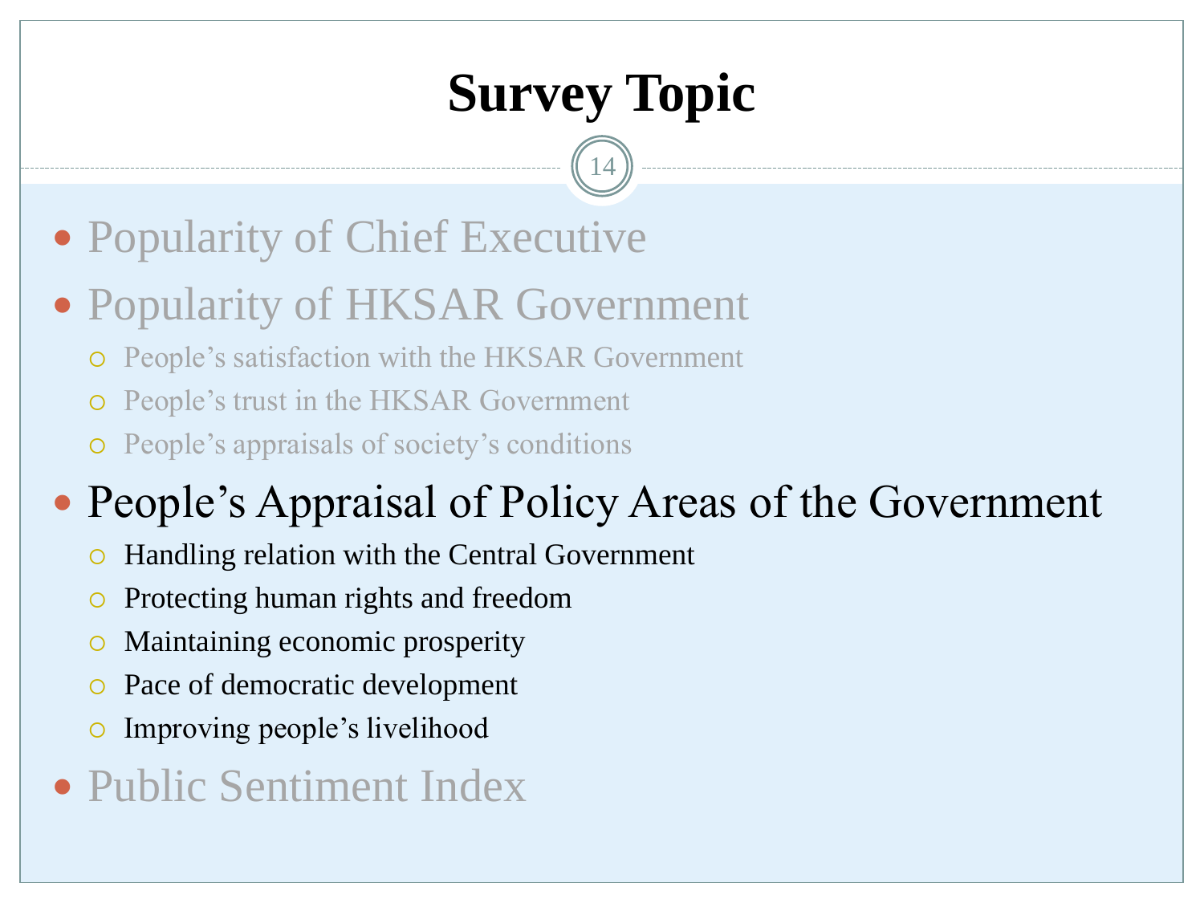# Survey Topic

- Popularity of Chief Executive
- Popularity of HKSAR Government
  - People's satisfaction with the HKSAR Government
  - People's trust in the HKSAR Government
  - People's appraisals of society's conditions
- People's Appraisal of Policy Areas of the Government
  - Handling relation with the Central Government
  - Protecting human rights and freedom
  - Maintaining economic prosperity
  - Pace of democratic development
  - Improving people's livelihood
- Public Sentiment Index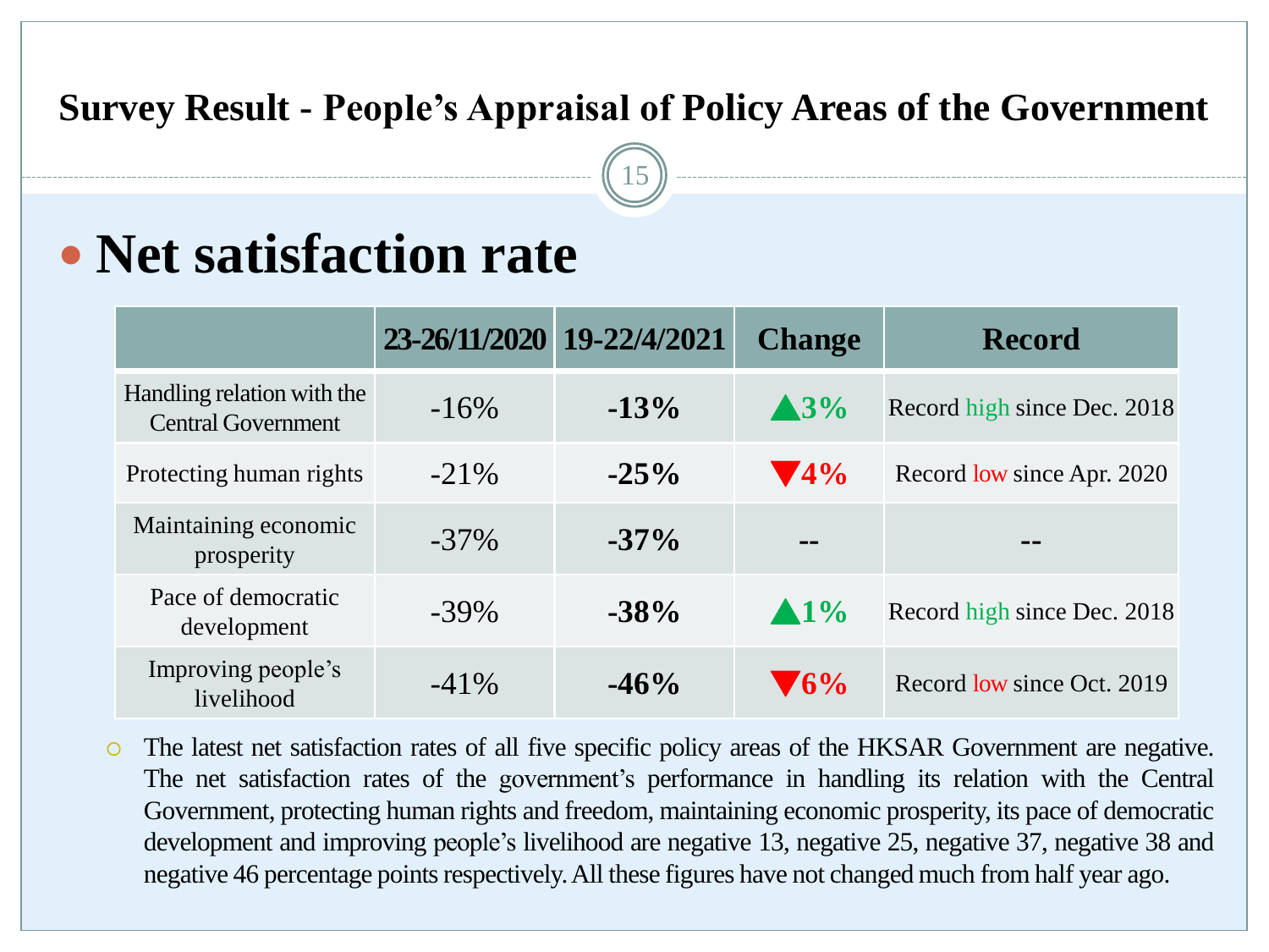# Survey Result - People's Appraisal of Policy Areas of the Government

## Net satisfaction rate

| | 23-26/11/2020 | 19-22/4/2021 | Change | Record |
|---|---|---|---|---|
| Handling relation with the Central Government | -16% | **-13%** | ▲3% | Record high since Dec. 2018 |
| Protecting human rights | -21% | **-25%** | ▼4% | Record low since Apr. 2020 |
| Maintaining economic prosperity | -37% | **-37%** | -- | -- |
| Pace of democratic development | -39% | **-38%** | ▲1% | Record high since Dec. 2018 |
| Improving people's livelihood | -41% | **-46%** | ▼6% | Record low since Oct. 2019 |

- The latest net satisfaction rates of all five specific policy areas of the HKSAR Government are negative. The net satisfaction rates of the government's performance in handling its relation with the Central Government, protecting human rights and freedom, maintaining economic prosperity, its pace of democratic development and improving people's livelihood are negative 13, negative 25, negative 37, negative 38 and negative 46 percentage points respectively. All these figures have not changed much from half year ago.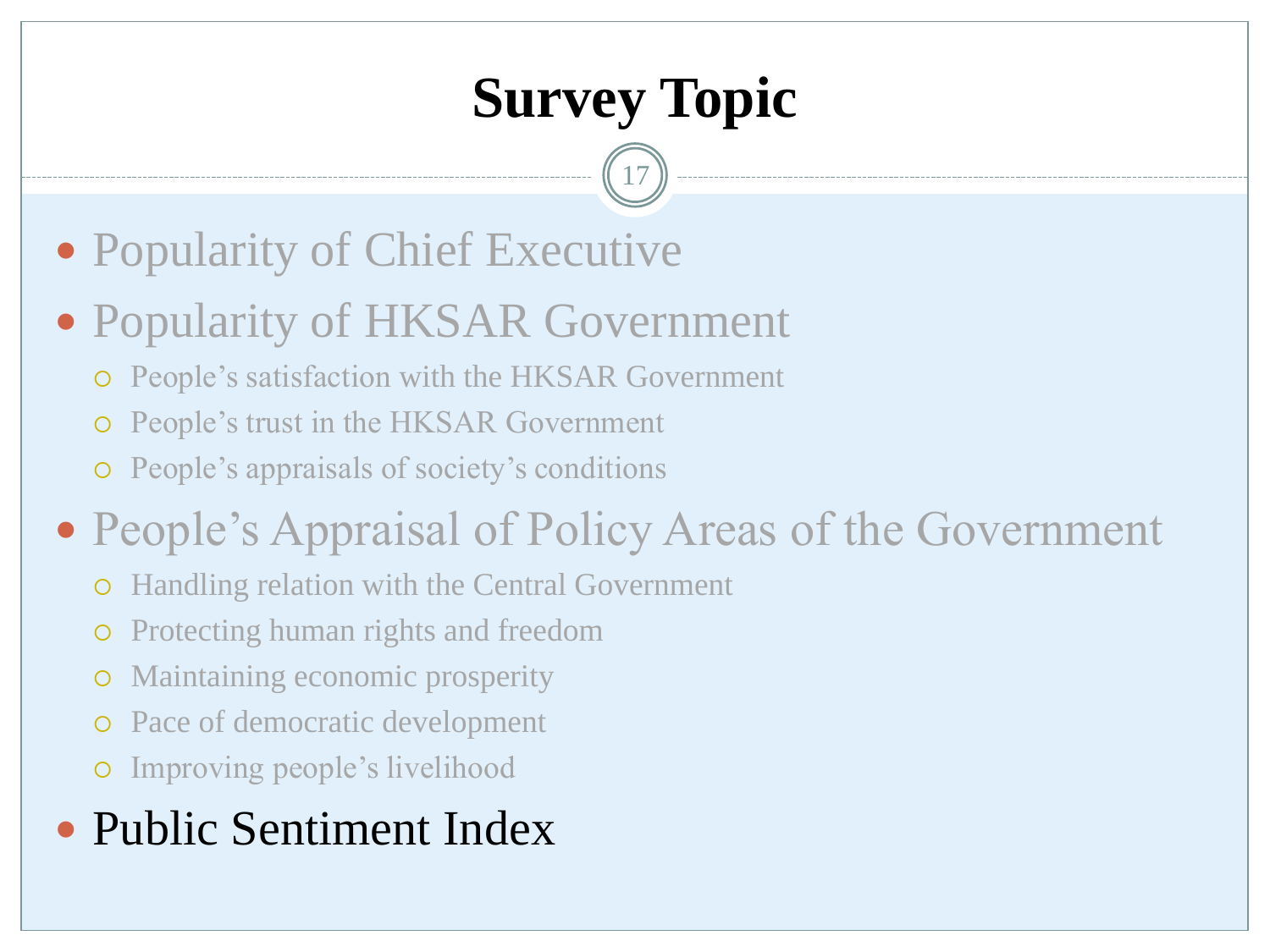# Survey Topic

- Popularity of Chief Executive
- Popularity of HKSAR Government
  - People's satisfaction with the HKSAR Government
  - People's trust in the HKSAR Government
  - People's appraisals of society's conditions
- People's Appraisal of Policy Areas of the Government
  - Handling relation with the Central Government
  - Protecting human rights and freedom
  - Maintaining economic prosperity
  - Pace of democratic development
  - Improving people's livelihood
- Public Sentiment Index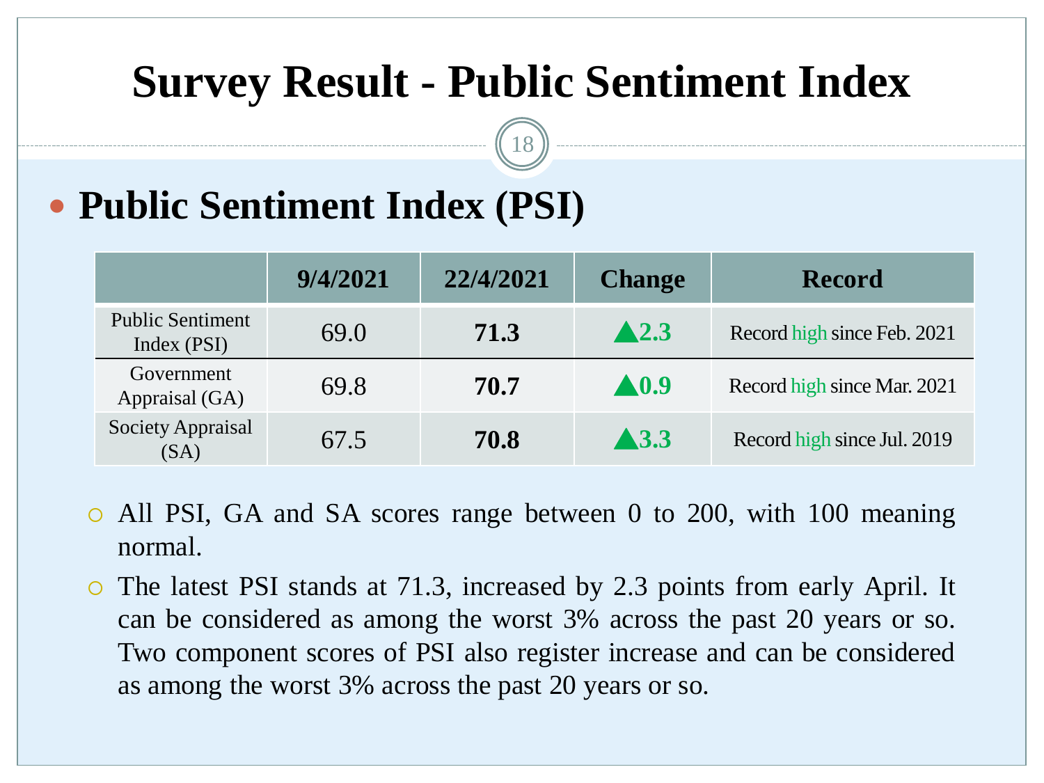# Survey Result - Public Sentiment Index

## Public Sentiment Index (PSI)

| | 9/4/2021 | 22/4/2021 | Change | Record |
|---|---|---|---|---|
| Public Sentiment Index (PSI) | 69.0 | **71.3** | ▲**2.3** | Record high since Feb. 2021 |
| Government Appraisal (GA) | 69.8 | **70.7** | ▲**0.9** | Record high since Mar. 2021 |
| Society Appraisal (SA) | 67.5 | **70.8** | ▲**3.3** | Record high since Jul. 2019 |

- All PSI, GA and SA scores range between 0 to 200, with 100 meaning normal.
- The latest PSI stands at 71.3, increased by 2.3 points from early April. It can be considered as among the worst 3% across the past 20 years or so. Two component scores of PSI also register increase and can be considered as among the worst 3% across the past 20 years or so.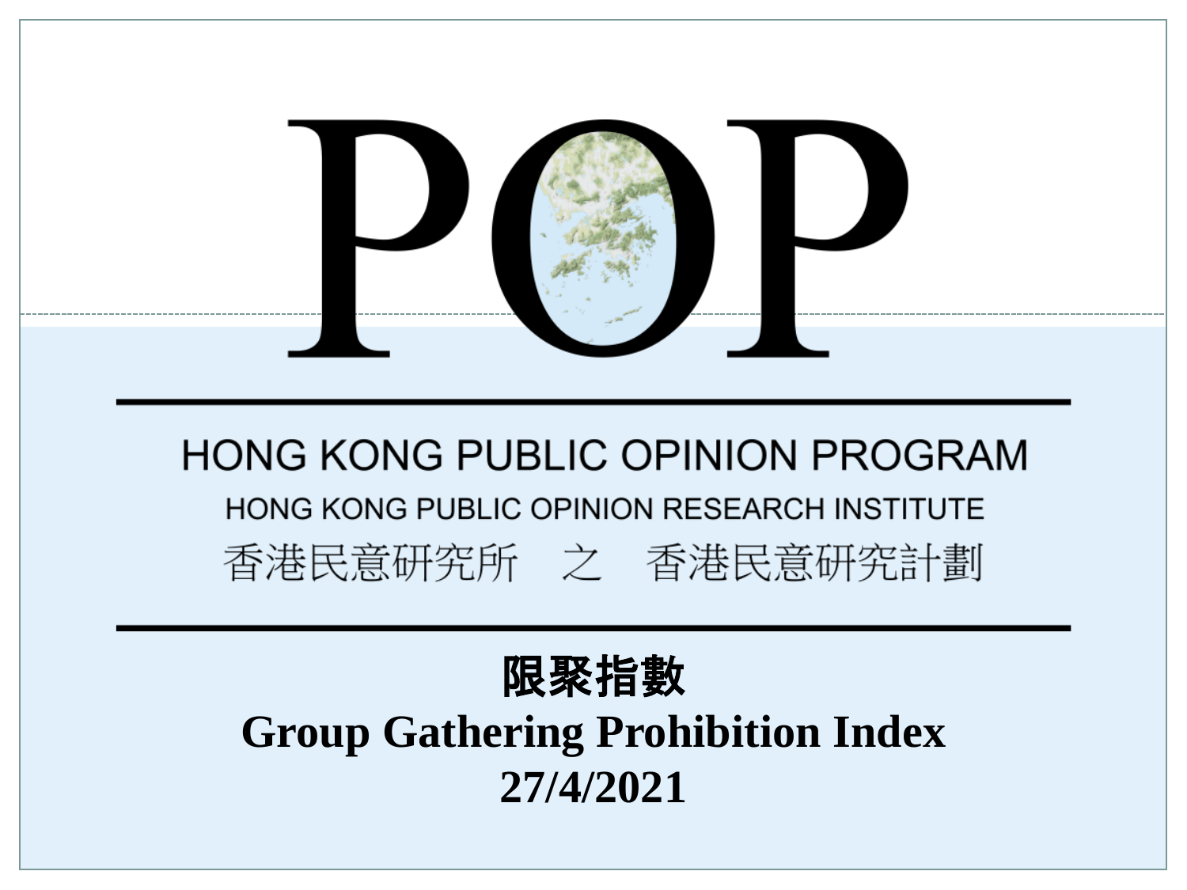# POP

HONG KONG PUBLIC OPINION PROGRAM

HONG KONG PUBLIC OPINION RESEARCH INSTITUTE

香港民意研究所 之 香港民意研究計劃

## 限聚指數

## Group Gathering Prohibition Index

## 27/4/2021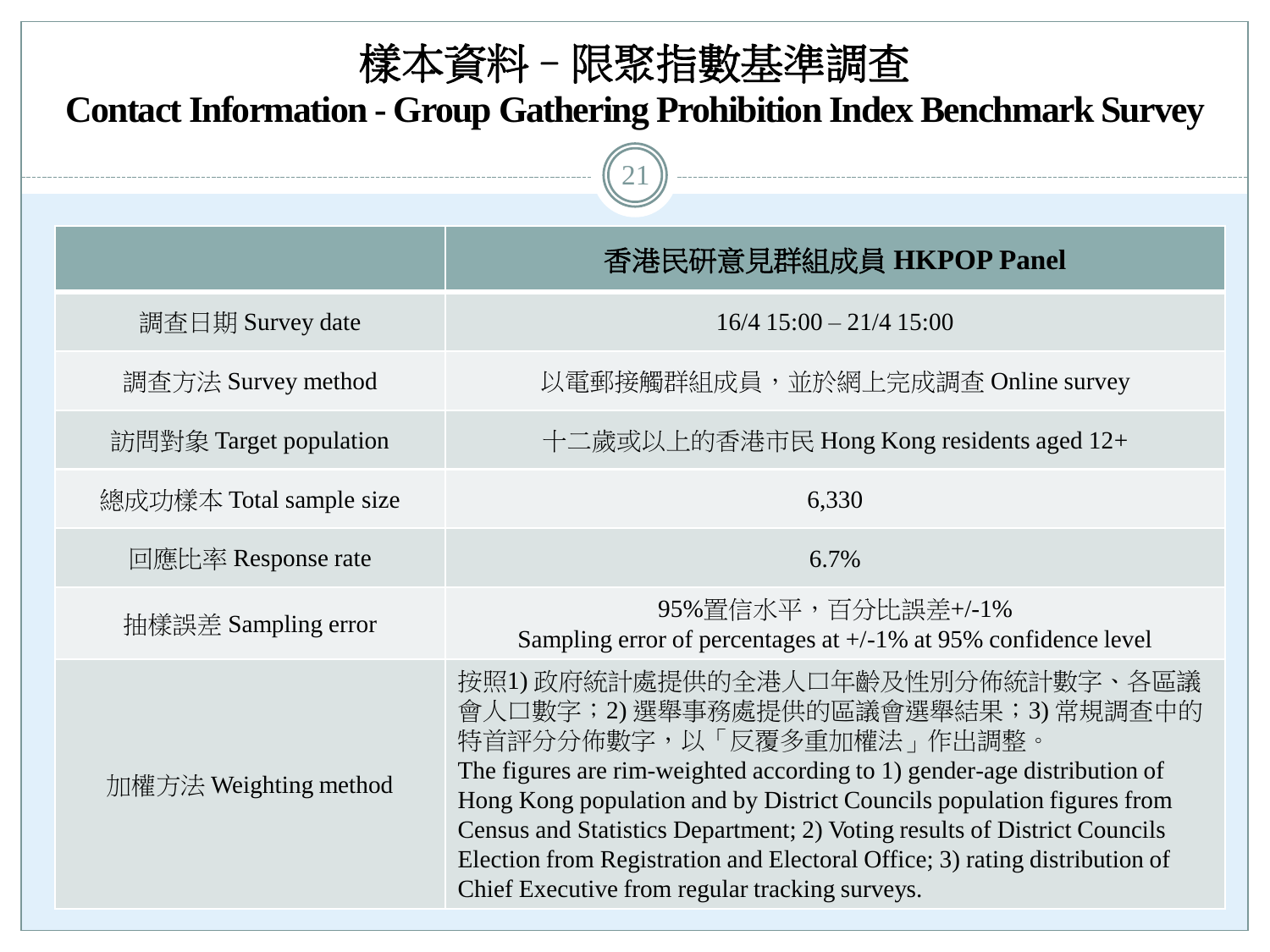# 樣本資料 – 限聚指數基準調查
## Contact Information - Group Gathering Prohibition Index Benchmark Survey

| | 香港民研意見群組成員 HKPOP Panel |
|---|---|
| 調查日期 Survey date | 16/4 15:00 – 21/4 15:00 |
| 調查方法 Survey method | 以電郵接觸群組成員，並於網上完成調查 Online survey |
| 訪問對象 Target population | 十二歲或以上的香港市民 Hong Kong residents aged 12+ |
| 總成功樣本 Total sample size | 6,330 |
| 回應比率 Response rate | 6.7% |
| 抽樣誤差 Sampling error | 95%置信水平，百分比誤差+/-1%<br>Sampling error of percentages at +/-1% at 95% confidence level |
| 加權方法 Weighting method | 按照1) 政府統計處提供的全港人口年齡及性別分佈統計數字、各區議會人口數字；2) 選舉事務處提供的區議會選舉結果；3) 常規調查中的特首評分分佈數字，以「反覆多重加權法」作出調整。<br>The figures are rim-weighted according to 1) gender-age distribution of Hong Kong population and by District Councils population figures from Census and Statistics Department; 2) Voting results of District Councils Election from Registration and Electoral Office; 3) rating distribution of Chief Executive from regular tracking surveys. |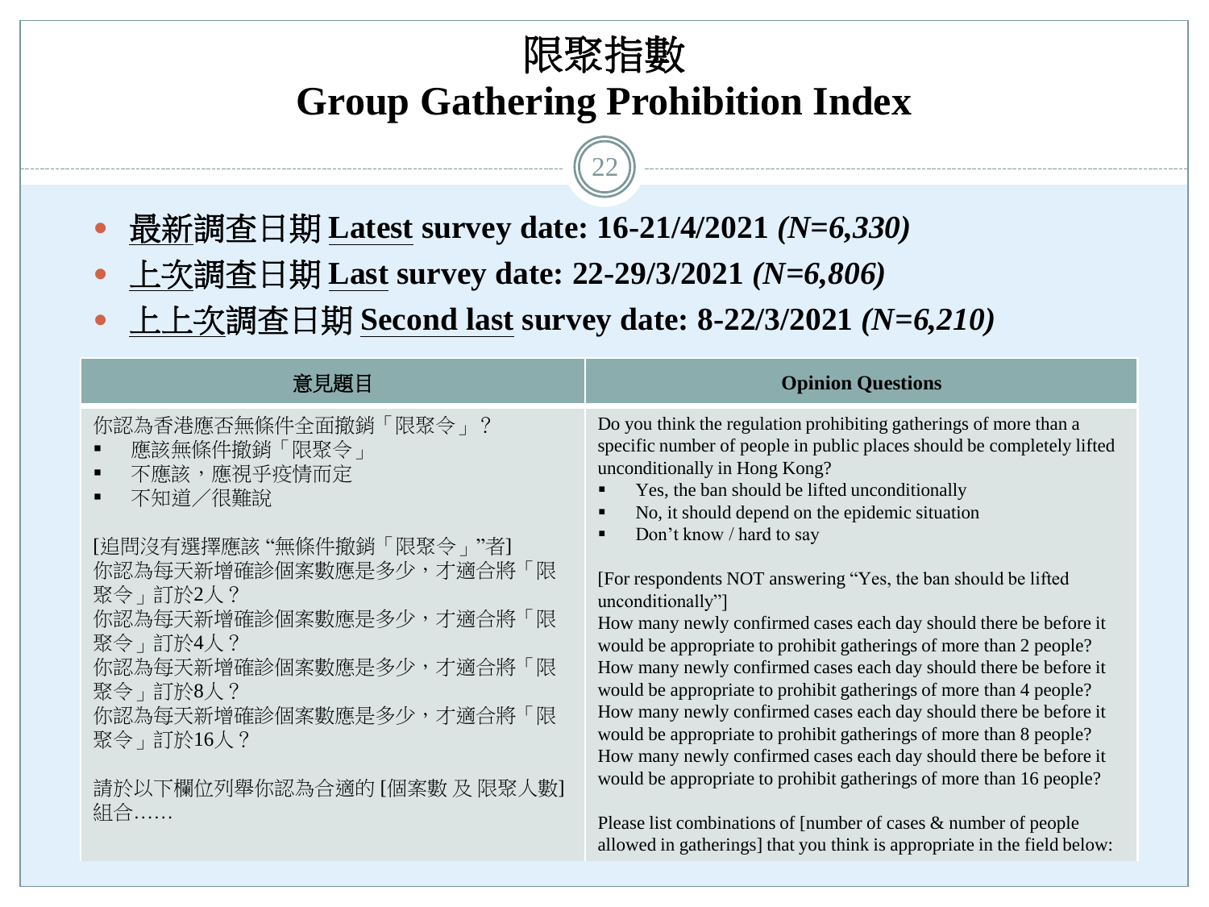# 限聚指數
# Group Gathering Prohibition Index

- <u>最新</u>調查日期 <u>Latest</u> **survey date: 16-21/4/2021** ***(N=6,330)***
- <u>上次</u>調查日期 <u>Last</u> **survey date: 22-29/3/2021** ***(N=6,806)***
- <u>上上次</u>調查日期 <u>Second last</u> **survey date: 8-22/3/2021** ***(N=6,210)***

| 意見題目 | Opinion Questions |
| --- | --- |
| 你認為香港應否無條件全面撤銷「限聚令」？<br>▪ 應該無條件撤銷「限聚令」<br>▪ 不應該，應視乎疫情而定<br>▪ 不知道／很難說<br><br>[追問沒有選擇應該 "無條件撤銷「限聚令」"者]<br>你認為每天新增確診個案數應是多少，才適合將「限聚令」訂於2人？<br>你認為每天新增確診個案數應是多少，才適合將「限聚令」訂於4人？<br>你認為每天新增確診個案數應是多少，才適合將「限聚令」訂於8人？<br>你認為每天新增確診個案數應是多少，才適合將「限聚令」訂於16人？<br><br>請於以下欄位列舉你認為合適的 [個案數 及 限聚人數] 組合…… | Do you think the regulation prohibiting gatherings of more than a specific number of people in public places should be completely lifted unconditionally in Hong Kong?<br>▪ Yes, the ban should be lifted unconditionally<br>▪ No, it should depend on the epidemic situation<br>▪ Don't know / hard to say<br><br>[For respondents NOT answering "Yes, the ban should be lifted unconditionally"]<br>How many newly confirmed cases each day should there be before it would be appropriate to prohibit gatherings of more than 2 people?<br>How many newly confirmed cases each day should there be before it would be appropriate to prohibit gatherings of more than 4 people?<br>How many newly confirmed cases each day should there be before it would be appropriate to prohibit gatherings of more than 8 people?<br>How many newly confirmed cases each day should there be before it would be appropriate to prohibit gatherings of more than 16 people?<br><br>Please list combinations of [number of cases & number of people allowed in gatherings] that you think is appropriate in the field below: |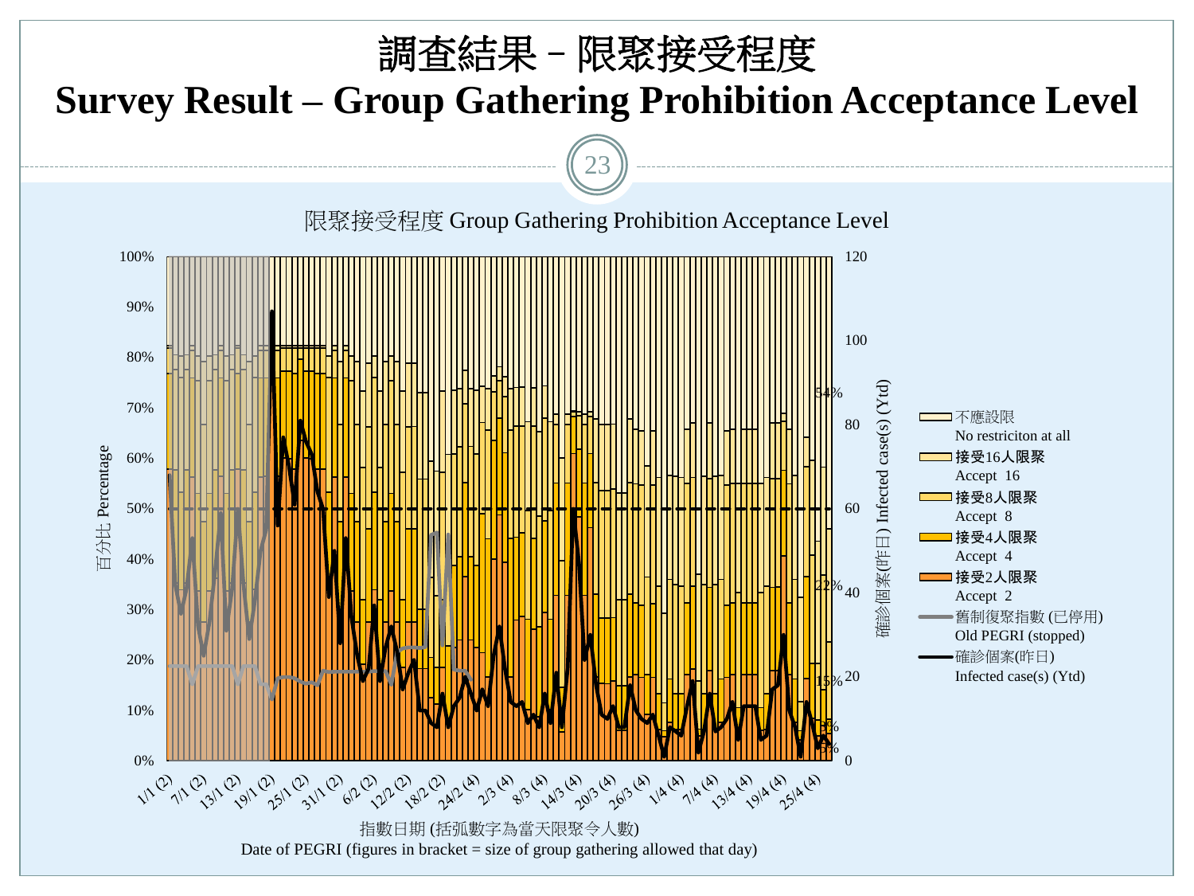# 調查結果 – 限聚接受程度

# Survey Result – Group Gathering Prohibition Acceptance Level

限聚接受程度 Group Gathering Prohibition Acceptance Level

Legend:
- 不應設限 No restriciton at all
- 接受16人限聚 Accept 16
- 接受8人限聚 Accept 8
- 接受4人限聚 Accept 4
- 接受2人限聚 Accept 2
- 舊制復聚指數 (已停用) Old PEGRI (stopped)
- 確診個案(昨日) Infected case(s) (Ytd)

Left axis: 百分比 Percentage (0%–100%)

Right axis: 確診個案(昨日) Infected case(s) (Ytd) (0–120)

Data labels: 54%, 22%, 15%, 3%, 5%

X-axis: 1/1 (2), 7/1 (2), 13/1 (2), 19/1 (2), 25/1 (2), 31/1 (2), 6/2 (2), 12/2 (2), 18/2 (2), 24/2 (4), 2/3 (4), 8/3 (4), 14/3 (4), 20/3 (4), 26/3 (4), 1/4 (4), 7/4 (4), 13/4 (4), 19/4 (4), 25/4 (4)

指數日期 (括弧數字為當天限聚令人數)

Date of PEGRI (figures in bracket = size of group gathering allowed that day)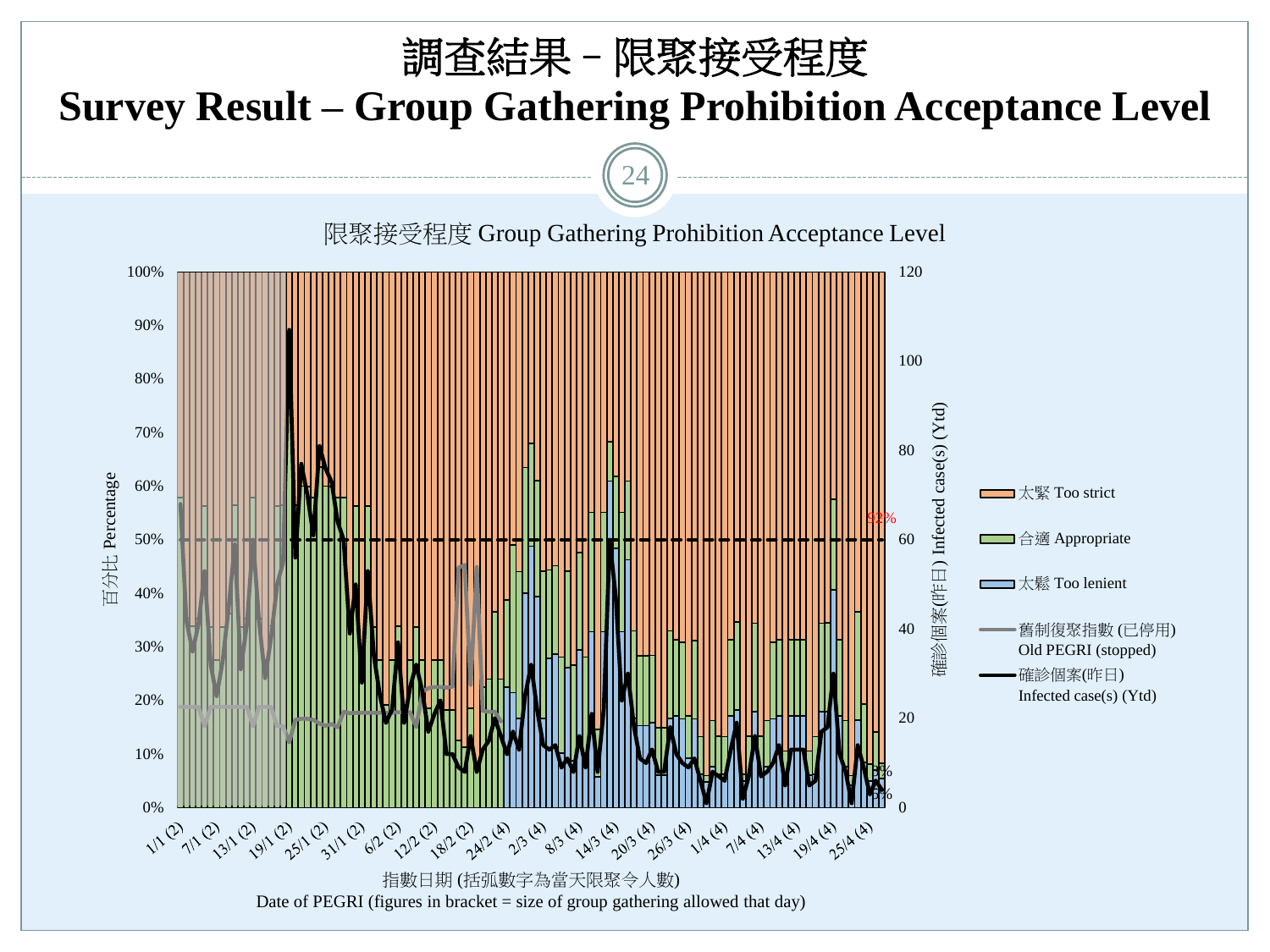# 調查結果 – 限聚接受程度
# Survey Result – Group Gathering Prohibition Acceptance Level

限聚接受程度 Group Gathering Prohibition Acceptance Level

百分比 Percentage

確診個案(昨日) Infected case(s) (Ytd)

- 太緊 Too strict
- 合適 Appropriate
- 太鬆 Too lenient
- 舊制復聚指數 (已停用) Old PEGRI (stopped)
- 確診個案(昨日) Infected case(s) (Ytd)

92%

3%

5%

指數日期 (括弧數字為當天限聚令人數)
Date of PEGRI (figures in bracket = size of group gathering allowed that day)

1/1 (2), 7/1 (2), 13/1 (2), 19/1 (2), 25/1 (2), 31/1 (2), 6/2 (2), 12/2 (2), 18/2 (2), 24/2 (4), 2/3 (4), 8/3 (4), 14/3 (4), 20/3 (4), 26/3 (4), 1/4 (4), 7/4 (4), 13/4 (4), 19/4 (4), 25/4 (4)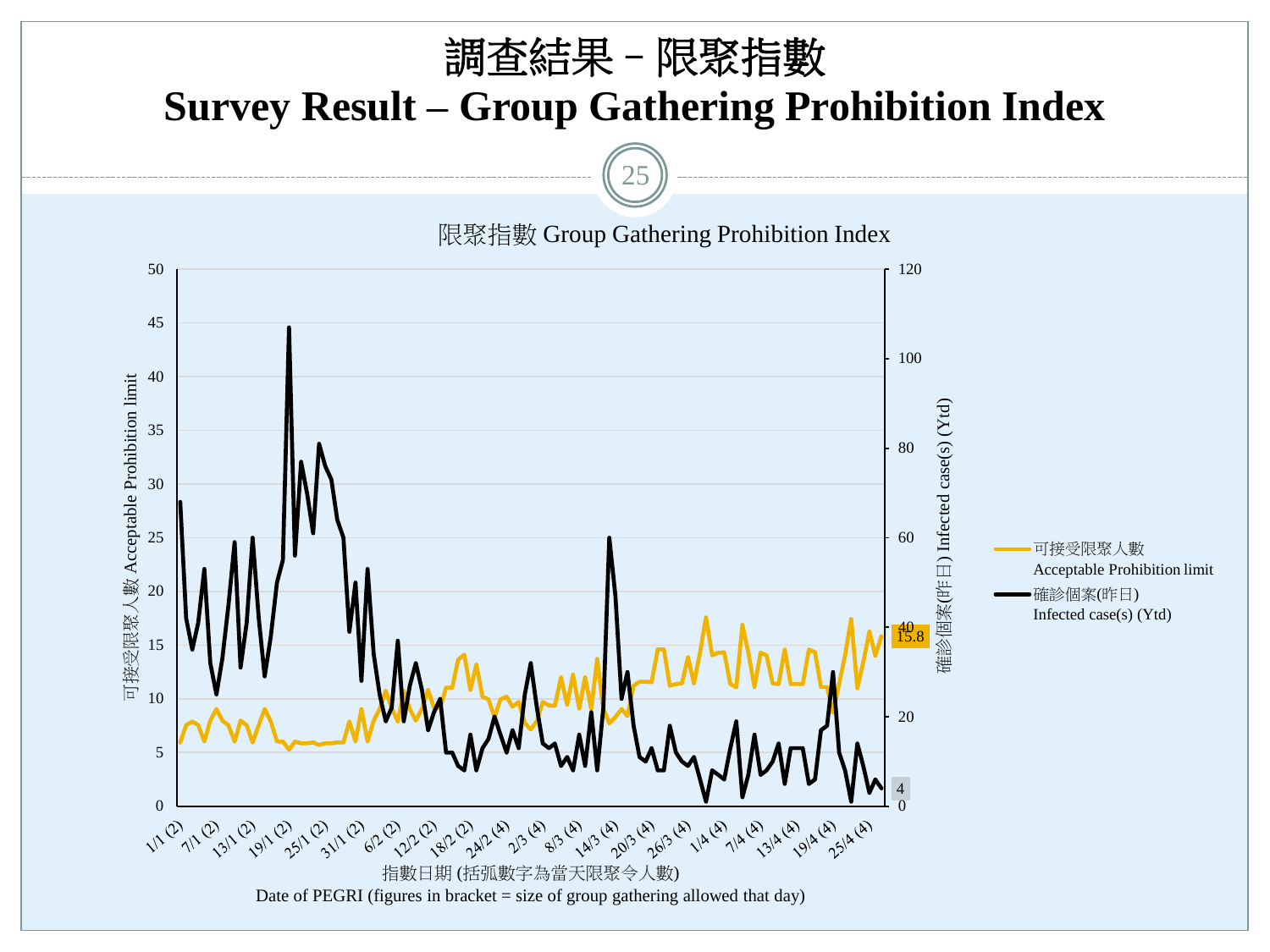# 調查結果 – 限聚指數
# Survey Result – Group Gathering Prohibition Index

限聚指數 Group Gathering Prohibition Index

可接受限聚人數 Acceptable Prohibition limit

確診個案(昨日) Infected case(s) (Ytd)

15.8

4

指數日期 (括弧數字為當天限聚令人數)

Date of PEGRI (figures in bracket = size of group gathering allowed that day)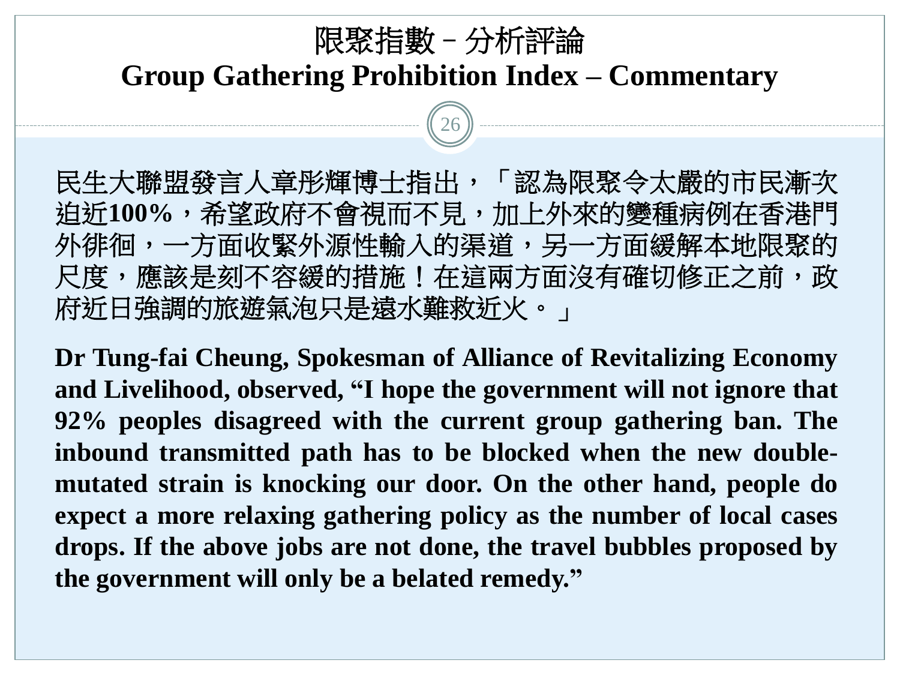# 限聚指數 – 分析評論

# Group Gathering Prohibition Index – Commentary

民生大聯盟發言人章彤輝博士指出，「認為限聚令太嚴的市民漸次迫近100%，希望政府不會視而不見，加上外來的變種病例在香港門外徘徊，一方面收緊外源性輸入的渠道，另一方面緩解本地限聚的尺度，應該是刻不容緩的措施！在這兩方面沒有確切修正之前，政府近日強調的旅遊氣泡只是遠水難救近火。」

**Dr Tung-fai Cheung, Spokesman of Alliance of Revitalizing Economy and Livelihood, observed, “I hope the government will not ignore that 92% peoples disagreed with the current group gathering ban. The inbound transmitted path has to be blocked when the new double-mutated strain is knocking our door. On the other hand, people do expect a more relaxing gathering policy as the number of local cases drops. If the above jobs are not done, the travel bubbles proposed by the government will only be a belated remedy.”**